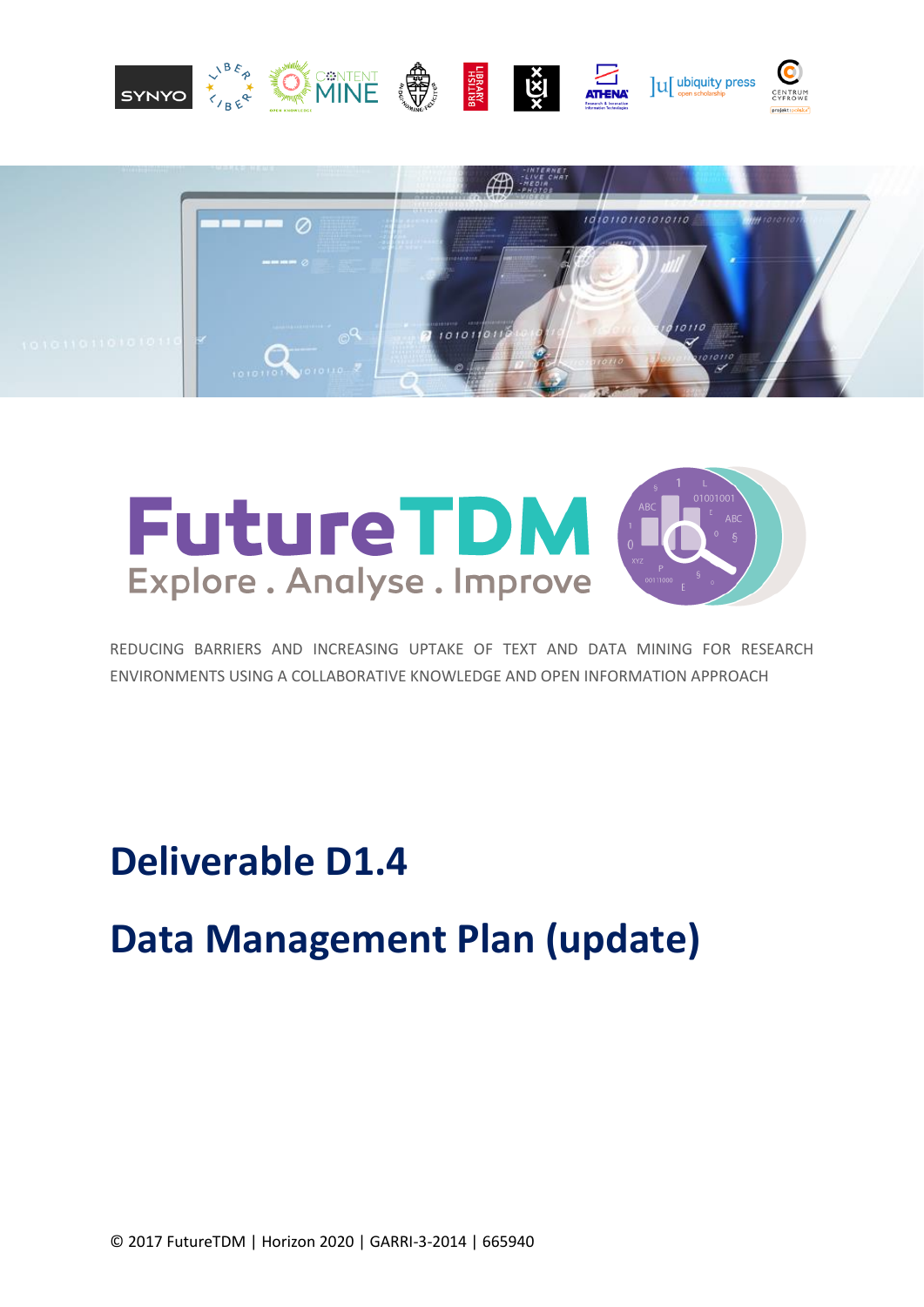# FutureTDM

Explore . Analyse . Improve

REDUCING BARRIERS AND INCREASING UPTAKE OF TEXT AND DATA MINING FOR RESEARCH ENVIRONMENTS USING A COLLABORATIVE KNOWLEDGE AND OPEN INFORMATION APPROACH

# Deliverable D1.4

# Data Management Plan (update)

© 2017 FutureTDM | Horizon 2020 | GARRI-3-2014 | 665940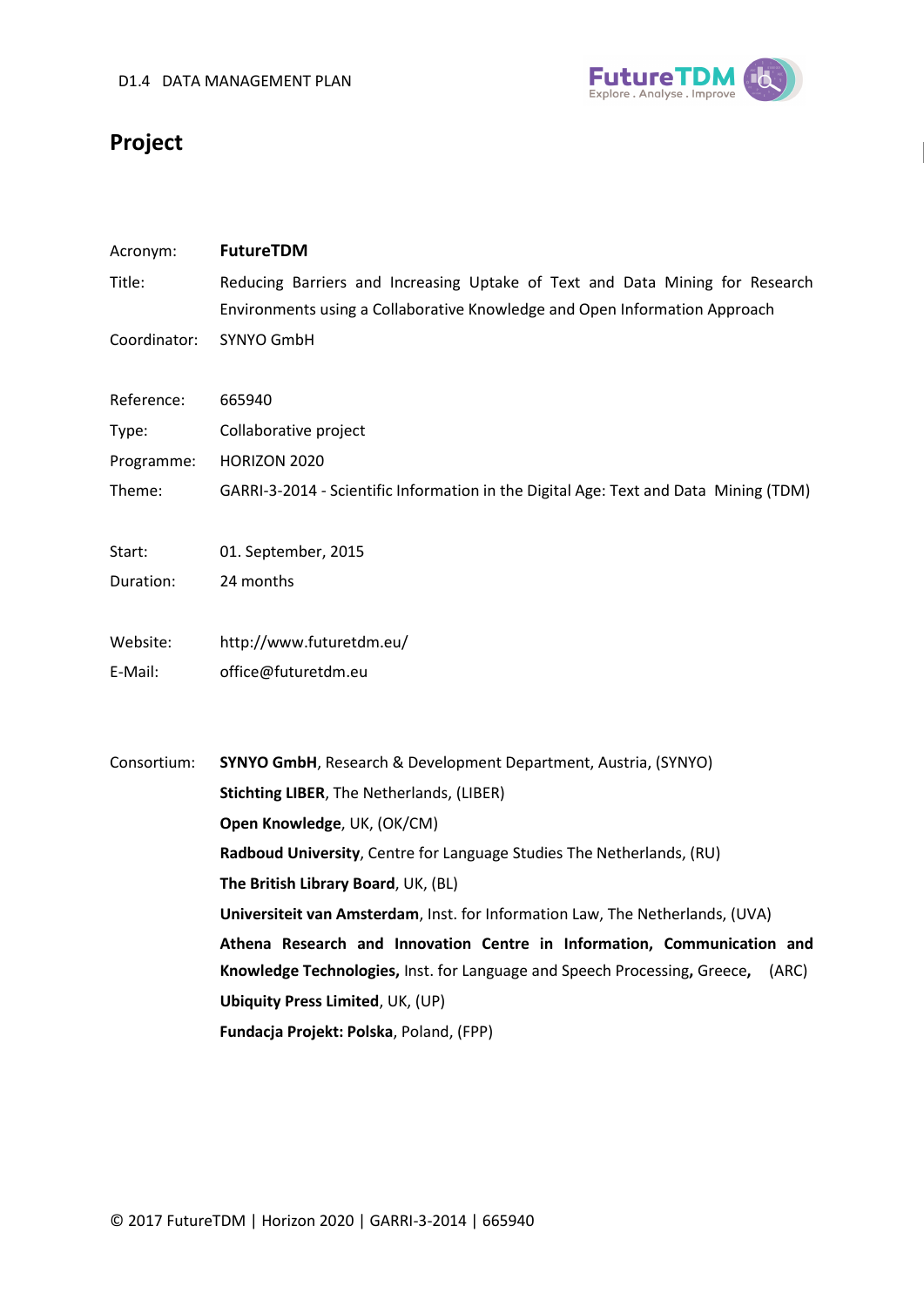# Project

| | |
|---|---|
| Acronym: | **FutureTDM** |
| Title: | Reducing Barriers and Increasing Uptake of Text and Data Mining for Research Environments using a Collaborative Knowledge and Open Information Approach |
| Coordinator: | SYNYO GmbH |
| Reference: | 665940 |
| Type: | Collaborative project |
| Programme: | HORIZON 2020 |
| Theme: | GARRI-3-2014 - Scientific Information in the Digital Age: Text and Data Mining (TDM) |
| Start: | 01. September, 2015 |
| Duration: | 24 months |
| Website: | http://www.futuretdm.eu/ |
| E-Mail: | office@futuretdm.eu |

Consortium:

**SYNYO GmbH**, Research & Development Department, Austria, (SYNYO)
**Stichting LIBER**, The Netherlands, (LIBER)
**Open Knowledge**, UK, (OK/CM)
**Radboud University**, Centre for Language Studies The Netherlands, (RU)
**The British Library Board**, UK, (BL)
**Universiteit van Amsterdam**, Inst. for Information Law, The Netherlands, (UVA)
**Athena Research and Innovation Centre in Information, Communication and Knowledge Technologies,** Inst. for Language and Speech Processing**,** Greece**,** (ARC)
**Ubiquity Press Limited**, UK, (UP)
**Fundacja Projekt: Polska**, Poland, (FPP)

© 2017 FutureTDM | Horizon 2020 | GARRI-3-2014 | 665940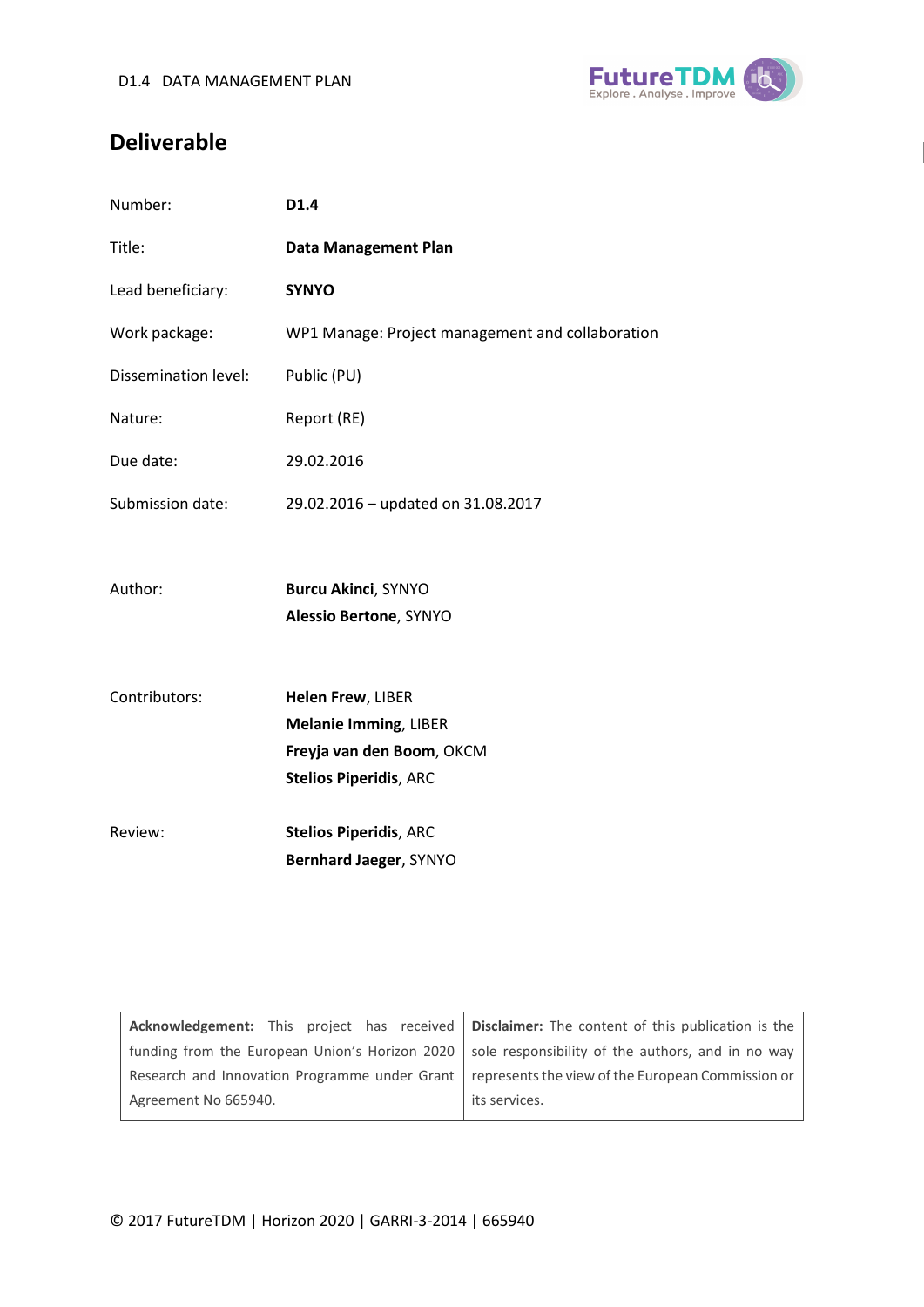# Deliverable

| | |
|---|---|
| Number: | **D1.4** |
| Title: | **Data Management Plan** |
| Lead beneficiary: | **SYNYO** |
| Work package: | WP1 Manage: Project management and collaboration |
| Dissemination level: | Public (PU) |
| Nature: | Report (RE) |
| Due date: | 29.02.2016 |
| Submission date: | 29.02.2016 – updated on 31.08.2017 |
| Author: | **Burcu Akinci**, SYNYO<br>**Alessio Bertone**, SYNYO |
| Contributors: | **Helen Frew**, LIBER<br>**Melanie Imming**, LIBER<br>**Freyja van den Boom**, OKCM<br>**Stelios Piperidis**, ARC |
| Review: | **Stelios Piperidis**, ARC<br>**Bernhard Jaeger**, SYNYO |

| | |
|---|---|
| **Acknowledgement:** This project has received funding from the European Union's Horizon 2020 Research and Innovation Programme under Grant Agreement No 665940. | **Disclaimer:** The content of this publication is the sole responsibility of the authors, and in no way represents the view of the European Commission or its services. |

© 2017 FutureTDM | Horizon 2020 | GARRI-3-2014 | 665940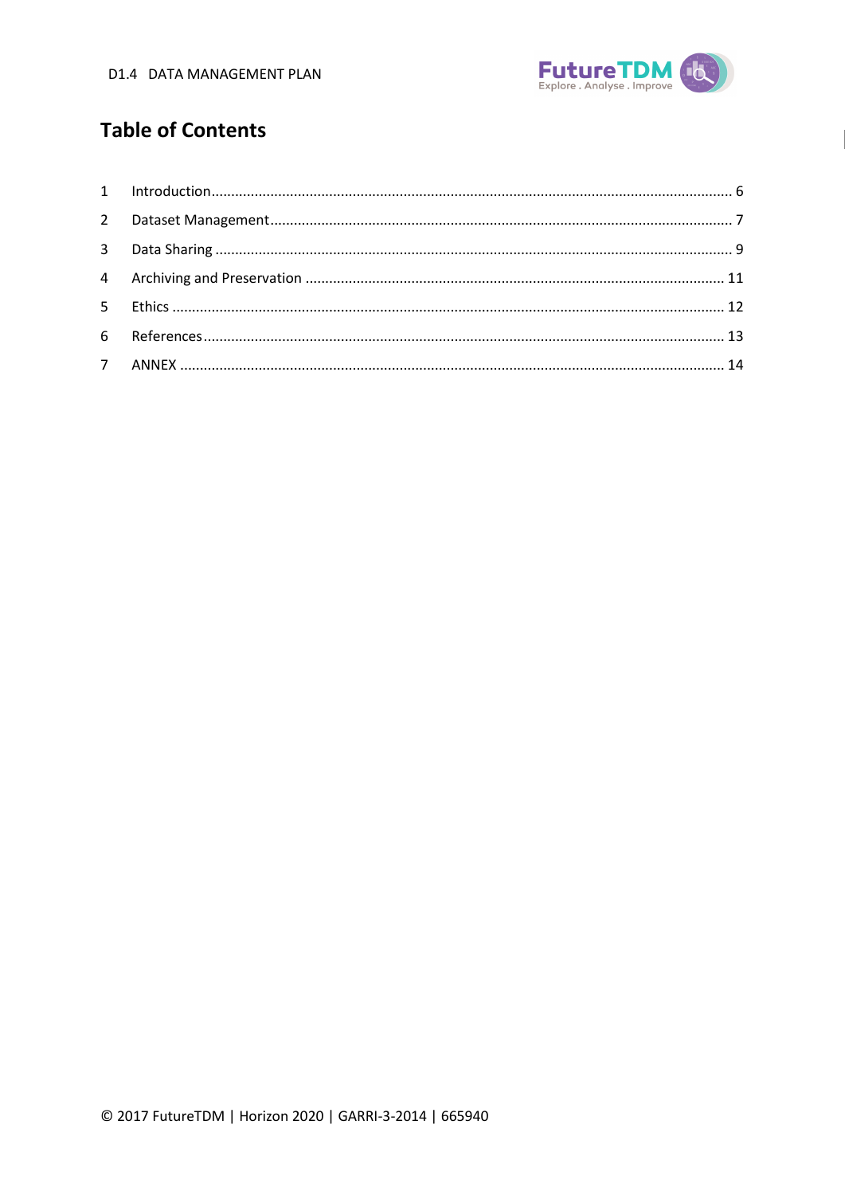# Table of Contents

1 Introduction ... 6
2 Dataset Management ... 7
3 Data Sharing ... 9
4 Archiving and Preservation ... 11
5 Ethics ... 12
6 References ... 13
7 ANNEX ... 14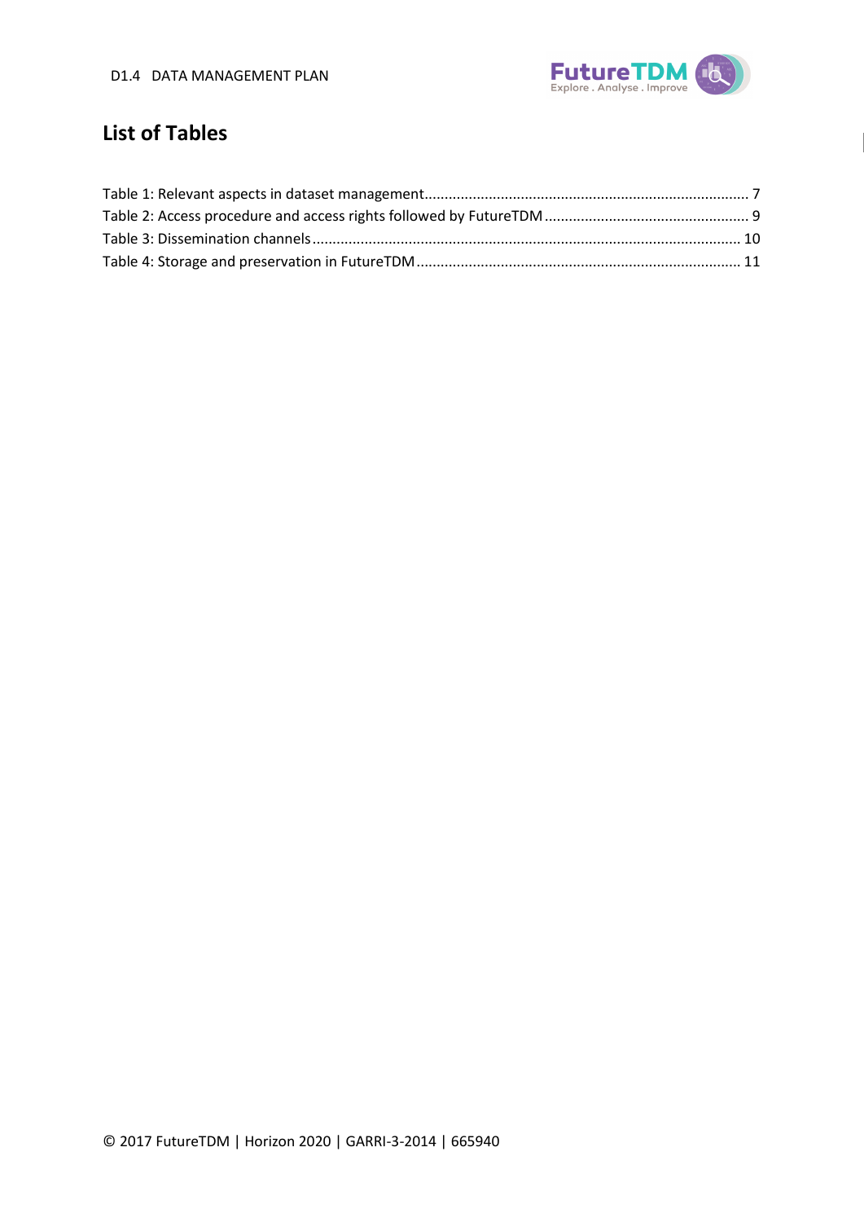## List of Tables

Table 1: Relevant aspects in dataset management ........................................................................ 7
Table 2: Access procedure and access rights followed by FutureTDM ........................................ 9
Table 3: Dissemination channels ................................................................................................ 10
Table 4: Storage and preservation in FutureTDM ....................................................................... 11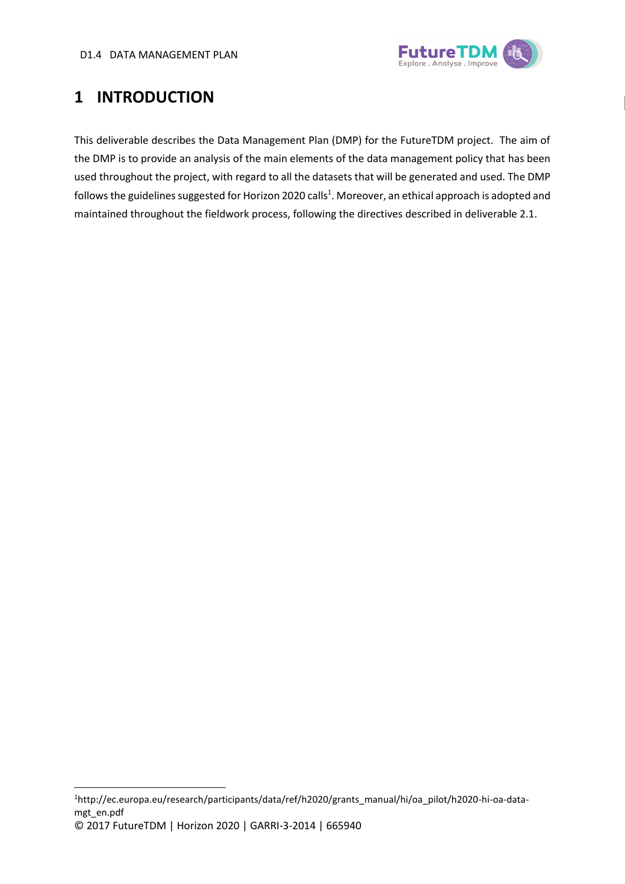# 1 INTRODUCTION

This deliverable describes the Data Management Plan (DMP) for the FutureTDM project. The aim of the DMP is to provide an analysis of the main elements of the data management policy that has been used throughout the project, with regard to all the datasets that will be generated and used. The DMP follows the guidelines suggested for Horizon 2020 calls[1]. Moreover, an ethical approach is adopted and maintained throughout the fieldwork process, following the directives described in deliverable 2.1.

[1]http://ec.europa.eu/research/participants/data/ref/h2020/grants_manual/hi/oa_pilot/h2020-hi-oa-data-mgt_en.pdf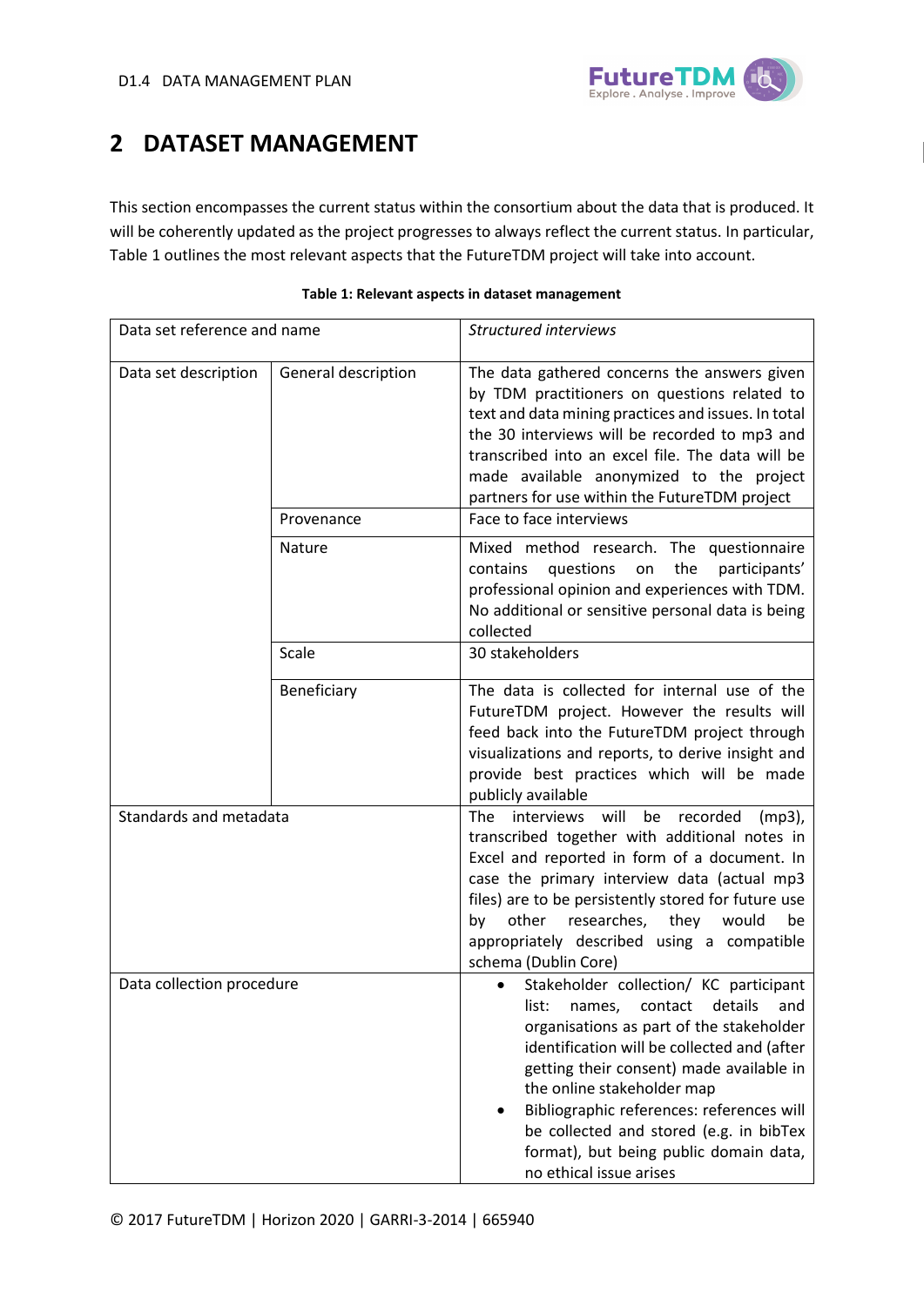# 2 DATASET MANAGEMENT

This section encompasses the current status within the consortium about the data that is produced. It will be coherently updated as the project progresses to always reflect the current status. In particular, Table 1 outlines the most relevant aspects that the FutureTDM project will take into account.

**Table 1: Relevant aspects in dataset management**

| Data set reference and name | | *Structured interviews* |
|---|---|---|
| Data set description | General description | The data gathered concerns the answers given by TDM practitioners on questions related to text and data mining practices and issues. In total the 30 interviews will be recorded to mp3 and transcribed into an excel file. The data will be made available anonymized to the project partners for use within the FutureTDM project |
| | Provenance | Face to face interviews |
| | Nature | Mixed method research. The questionnaire contains questions on the participants' professional opinion and experiences with TDM. No additional or sensitive personal data is being collected |
| | Scale | 30 stakeholders |
| | Beneficiary | The data is collected for internal use of the FutureTDM project. However the results will feed back into the FutureTDM project through visualizations and reports, to derive insight and provide best practices which will be made publicly available |
| Standards and metadata | | The interviews will be recorded (mp3), transcribed together with additional notes in Excel and reported in form of a document. In case the primary interview data (actual mp3 files) are to be persistently stored for future use by other researches, they would be appropriately described using a compatible schema (Dublin Core) |
| Data collection procedure | | • Stakeholder collection/ KC participant list: names, contact details and organisations as part of the stakeholder identification will be collected and (after getting their consent) made available in the online stakeholder map<br>• Bibliographic references: references will be collected and stored (e.g. in bibTex format), but being public domain data, no ethical issue arises |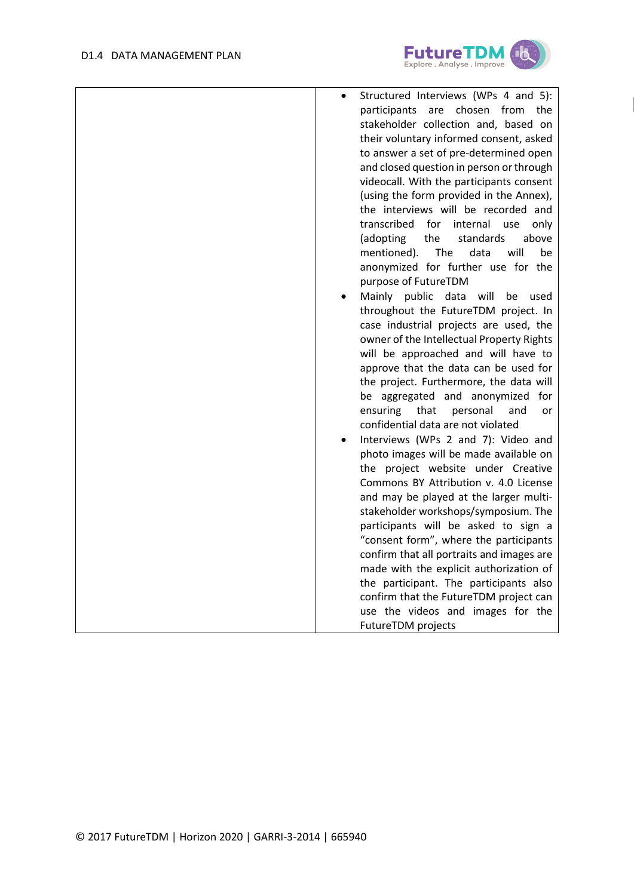| | |
|---|---|
| | <ul><li>Structured Interviews (WPs 4 and 5): participants are chosen from the stakeholder collection and, based on their voluntary informed consent, asked to answer a set of pre-determined open and closed question in person or through videocall. With the participants consent (using the form provided in the Annex), the interviews will be recorded and transcribed for internal use only (adopting the standards above mentioned). The data will be anonymized for further use for the purpose of FutureTDM</li><li>Mainly public data will be used throughout the FutureTDM project. In case industrial projects are used, the owner of the Intellectual Property Rights will be approached and will have to approve that the data can be used for the project. Furthermore, the data will be aggregated and anonymized for ensuring that personal and or confidential data are not violated</li><li>Interviews (WPs 2 and 7): Video and photo images will be made available on the project website under Creative Commons BY Attribution v. 4.0 License and may be played at the larger multi-stakeholder workshops/symposium. The participants will be asked to sign a "consent form", where the participants confirm that all portraits and images are made with the explicit authorization of the participant. The participants also confirm that the FutureTDM project can use the videos and images for the FutureTDM projects</li></ul> |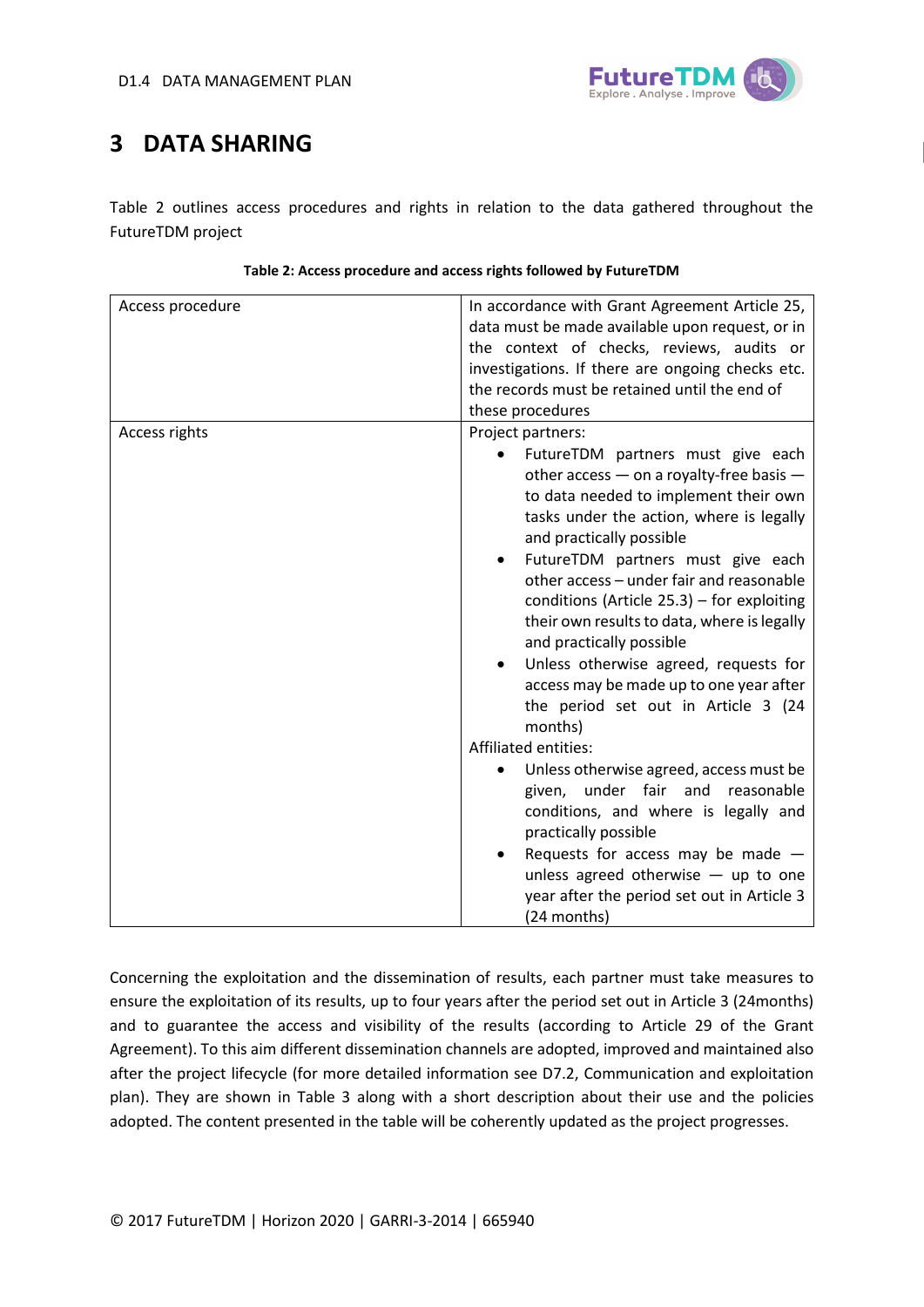# 3 DATA SHARING

Table 2 outlines access procedures and rights in relation to the data gathered throughout the FutureTDM project

**Table 2: Access procedure and access rights followed by FutureTDM**

| | |
|---|---|
| Access procedure | In accordance with Grant Agreement Article 25, data must be made available upon request, or in the context of checks, reviews, audits or investigations. If there ongoing checks etc. the records must be retained until the end of these procedures |
| Access rights | Project partners:<br>• FutureTDM partners must give each other access — on a royalty-free basis — to data needed to implement their own tasks under the action, where is legally and practically possible<br>• FutureTDM partners must give each other access – under fair and reasonable conditions (Article 25.3) – for exploiting their own results to data, where is legally and practically possible<br>• Unless otherwise agreed, requests for access may be made up to one year after the period set out in Article 3 (24 months)<br>Affiliated entities:<br>• Unless otherwise agreed, access must be given, under fair and reasonable conditions, and where is legally and practically possible<br>• Requests for access may be made — unless agreed otherwise — up to one year after the period set out in Article 3 (24 months) |

Concerning the exploitation and the dissemination of results, each partner must take measures to ensure the exploitation of its results, up to four years after the period set out in Article 3 (24months) and to guarantee the access and visibility of the results (according to Article 29 of the Grant Agreement). To this aim different dissemination channels are adopted, improved and maintained also after the project lifecycle (for more detailed information see D7.2, Communication and exploitation plan). They are shown in Table 3 along with a short description about their use and the policies adopted. The content presented in the table will be coherently updated as the project progresses.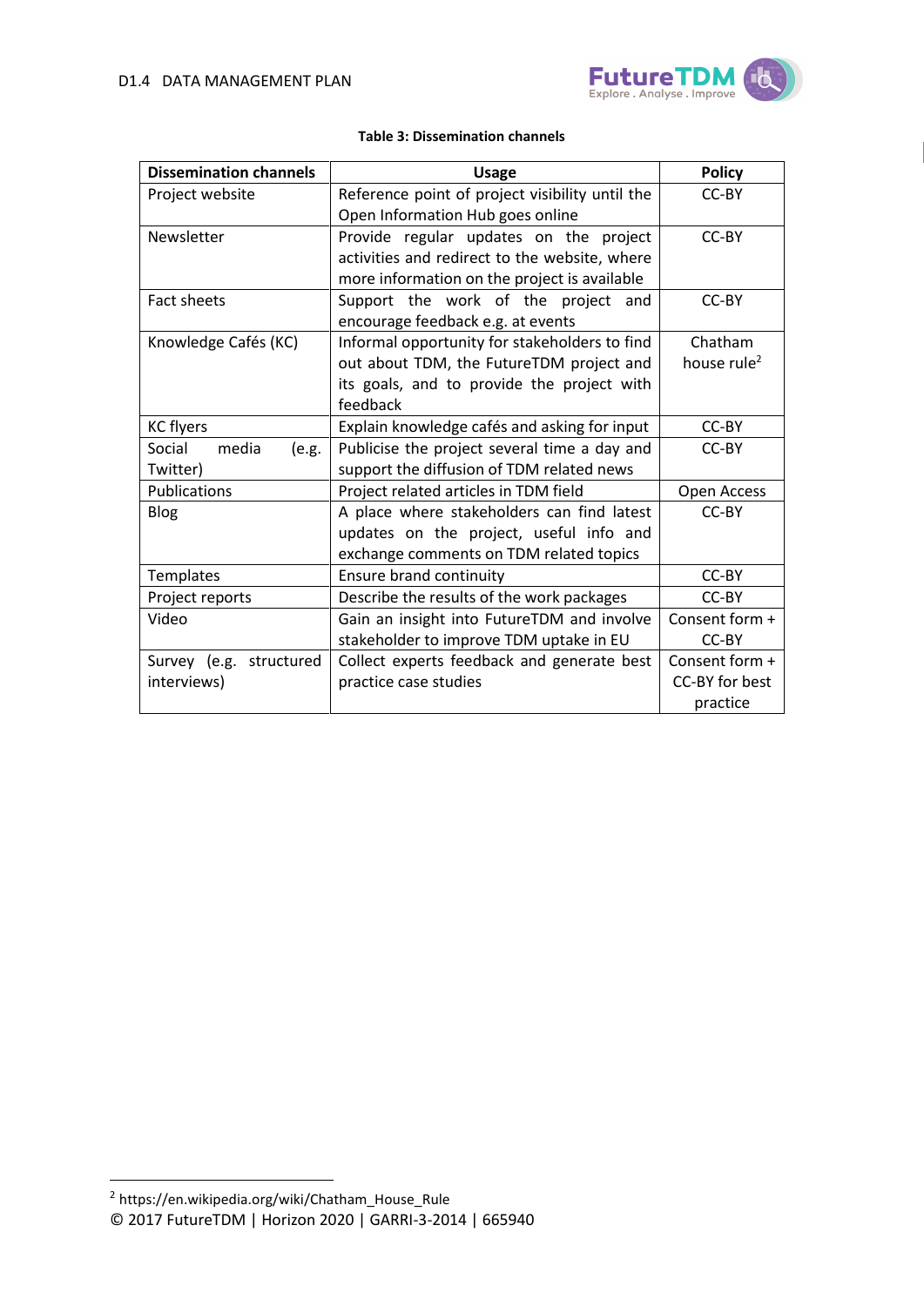**Table 3: Dissemination channels**

| Dissemination channels | Usage | Policy |
| --- | --- | --- |
| Project website | Reference point of project visibility until the Open Information Hub goes online | CC-BY |
| Newsletter | Provide regular updates on the project activities and redirect to the website, where more information on the project is available | CC-BY |
| Fact sheets | Support the work of the project and encourage feedback e.g. at events | CC-BY |
| Knowledge Cafés (KC) | Informal opportunity for stakeholders to find out about TDM, the FutureTDM project and its goals, and to provide the project with feedback | Chatham house rule[2] |
| KC flyers | Explain knowledge cafés and asking for input | CC-BY |
| Social media (e.g. Twitter) | Publicise the project several time a day and support the diffusion of TDM related news | CC-BY |
| Publications | Project related articles in TDM field | Open Access |
| Blog | A place where stakeholders can find latest updates on the project, useful info and exchange comments on TDM related topics | CC-BY |
| Templates | Ensure brand continuity | CC-BY |
| Project reports | Describe the results of the work packages | CC-BY |
| Video | Gain an insight into FutureTDM and involve stakeholder to improve TDM uptake in EU | Consent form + CC-BY |
| Survey (e.g. structured interviews) | Collect experts feedback and generate best practice case studies | Consent form + CC-BY for best practice |

[2] https://en.wikipedia.org/wiki/Chatham_House_Rule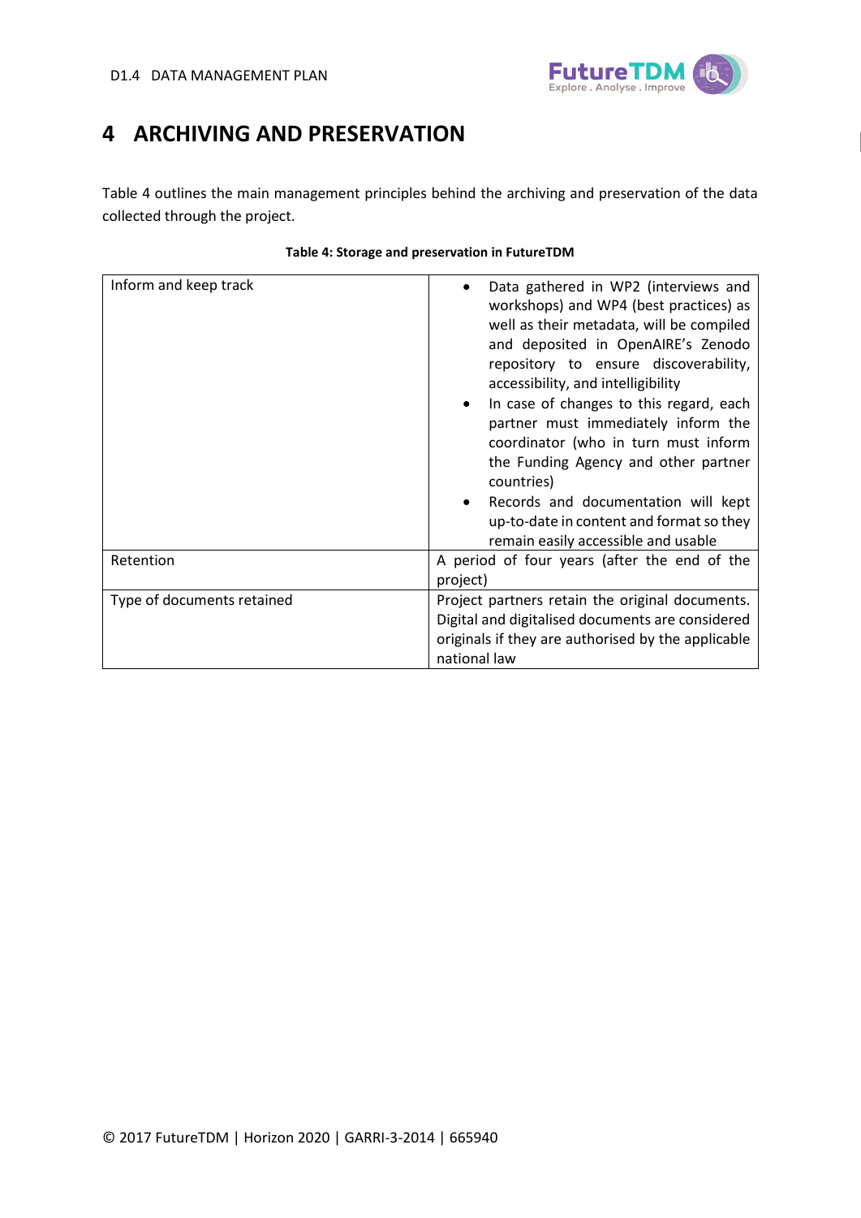# 4 ARCHIVING AND PRESERVATION

Table 4 outlines the main management principles behind the archiving and preservation of the data collected through the project.

**Table 4: Storage and preservation in FutureTDM**

| | |
|---|---|
| Inform and keep track | • Data gathered in WP2 (interviews and workshops) and WP4 (best practices) as well as their metadata, will be compiled and deposited in OpenAIRE's Zenodo repository to ensure discoverability, accessibility, and intelligibility<br>• In case of changes to this regard, each partner must immediately inform the coordinator (who in turn must inform the Funding Agency and other partner countries)<br>• Records and documentation will kept up-to-date in content and format so they remain easily accessible and usable |
| Retention | A period of four years (after the end of the project) |
| Type of documents retained | Project partners retain the original documents. Digital and digitalised documents are considered originals if they are authorised by the applicable national law |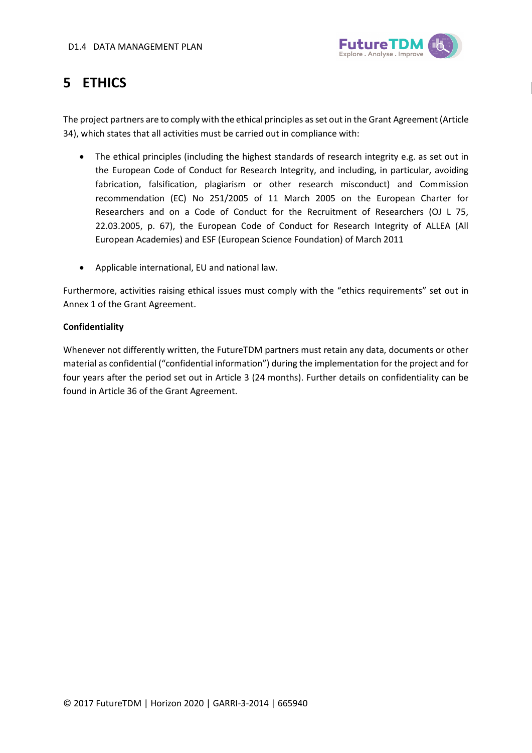# 5 ETHICS

The project partners are to comply with the ethical principles as set out in the Grant Agreement (Article 34), which states that all activities must be carried out in compliance with:

- The ethical principles (including the highest standards of research integrity e.g. as set out in the European Code of Conduct for Research Integrity, and including, in particular, avoiding fabrication, falsification, plagiarism or other research misconduct) and Commission recommendation (EC) No 251/2005 of 11 March 2005 on the European Charter for Researchers and on a Code of Conduct for the Recruitment of Researchers (OJ L 75, 22.03.2005, p. 67), the European Code of Conduct for Research Integrity of ALLEA (All European Academies) and ESF (European Science Foundation) of March 2011

- Applicable international, EU and national law.

Furthermore, activities raising ethical issues must comply with the "ethics requirements" set out in Annex 1 of the Grant Agreement.

**Confidentiality**

Whenever not differently written, the FutureTDM partners must retain any data, documents or other material as confidential ("confidential information") during the implementation for the project and for four years after the period set out in Article 3 (24 months). Further details on confidentiality can be found in Article 36 of the Grant Agreement.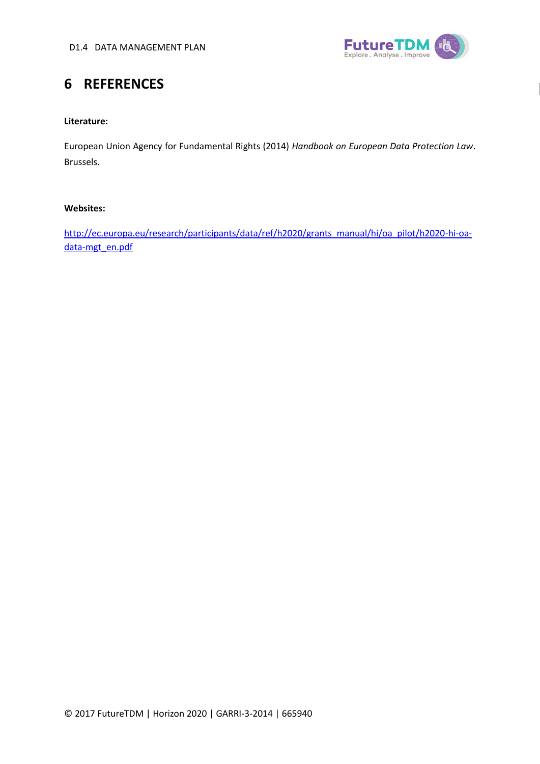# 6 REFERENCES

**Literature:**

European Union Agency for Fundamental Rights (2014) *Handbook on European Data Protection Law*. Brussels.

**Websites:**

http://ec.europa.eu/research/participants/data/ref/h2020/grants_manual/hi/oa_pilot/h2020-hi-oa-data-mgt_en.pdf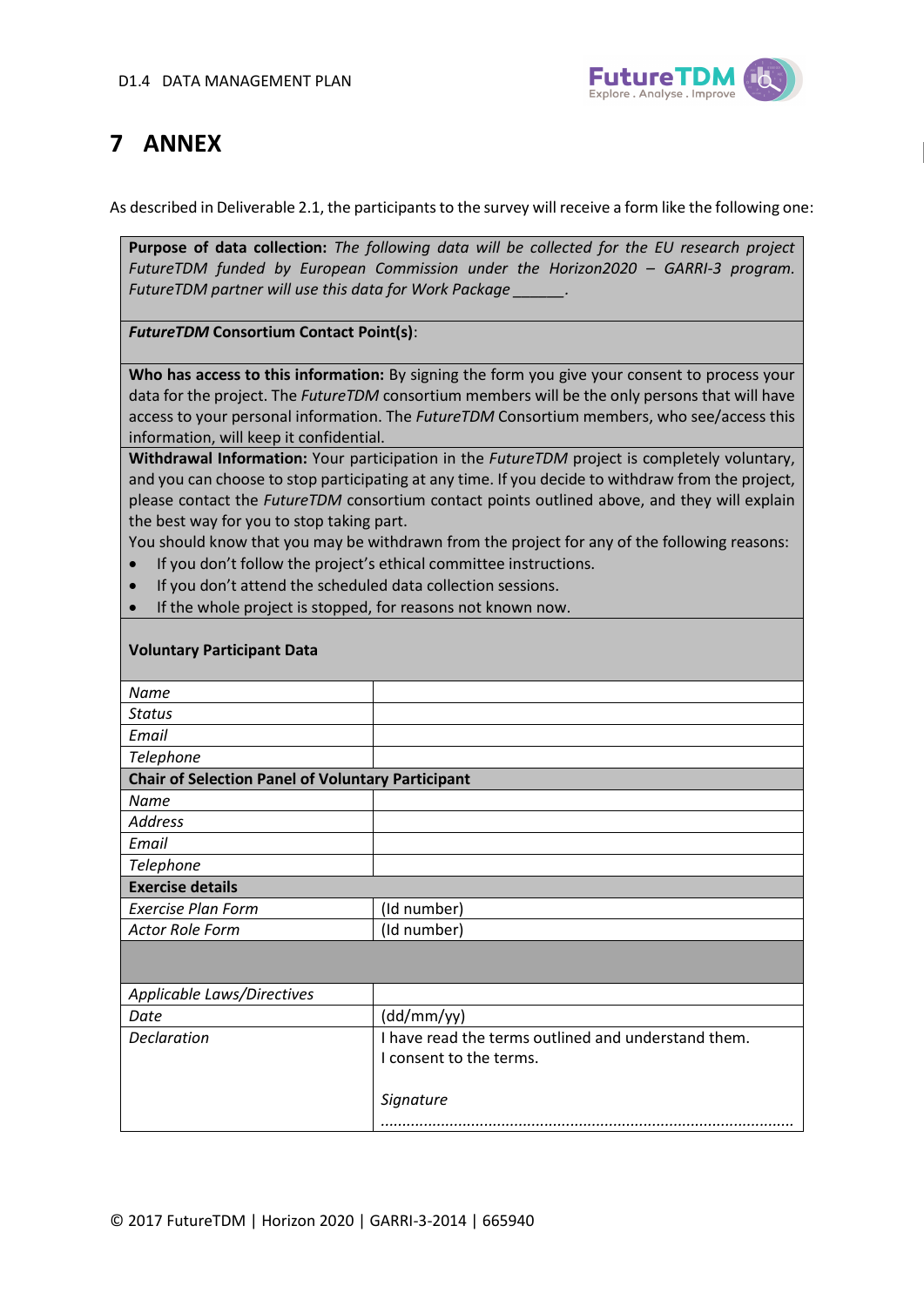# 7 ANNEX

As described in Deliverable 2.1, the participants to the survey will receive a form like the following one:

| | |
|---|---|
| **Purpose of data collection:** *The following data will be collected for the EU research project FutureTDM funded by European Commission under the Horizon2020 – GARRI-3 program. FutureTDM partner will use this data for Work Package ______.* | |
| ***FutureTDM* Consortium Contact Point(s)**: | |
| **Who has access to this information:** By signing the form you give your consent to process your data for the project. The *FutureTDM* consortium members will be the only persons that will have access to your personal information. The *FutureTDM* Consortium members, who see/access this information, will keep it confidential. | |
| **Withdrawal Information:** Your participation in the *FutureTDM* project is completely voluntary, and you can choose to stop participating at any time. If you decide to withdraw from the project, please contact the *FutureTDM* consortium contact points outlined above, and they will explain the best way for you to stop taking part. You should know that you may be withdrawn from the project for any of the following reasons: • If you don't follow the project's ethical committee instructions. • If you don't attend the scheduled data collection sessions. • If the whole project is stopped, for reasons not known now. | |
| **Voluntary Participant Data** | |
| *Name* | |
| *Status* | |
| *Email* | |
| *Telephone* | |
| **Chair of Selection Panel of Voluntary Participant** | |
| *Name* | |
| *Address* | |
| *Email* | |
| *Telephone* | |
| **Exercise details** | |
| *Exercise Plan Form* | (Id number) |
| *Actor Role Form* | (Id number) |
| | |
| *Applicable Laws/Directives* | |
| *Date* | (dd/mm/yy) |
| *Declaration* | I have read the terms outlined and understand them. I consent to the terms. *Signature* ............................................................................................ |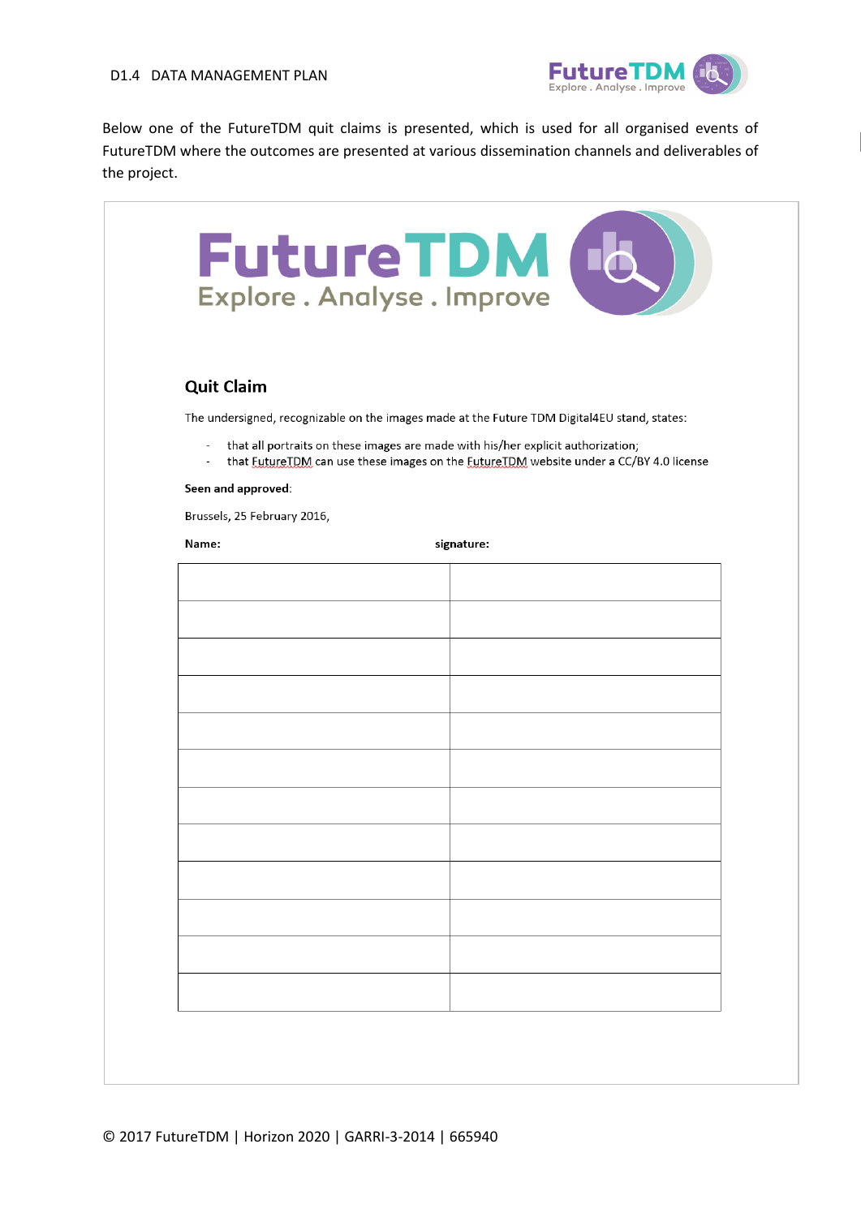Below one of the FutureTDM quit claims is presented, which is used for all organised events of FutureTDM where the outcomes are presented at various dissemination channels and deliverables of the project.

FutureTDM

Explore . Analyse . Improve

## Quit Claim

The undersigned, recognizable on the images made at the Future TDM Digital4EU stand, states:

- that all portraits on these images are made with his/her explicit authorization;
- that FutureTDM can use these images on the FutureTDM website under a CC/BY 4.0 license

**Seen and approved**:

Brussels, 25 February 2016,

| Name: | signature: |
|---|---|
| | |
| | |
| | |
| | |
| | |
| | |
| | |
| | |
| | |
| | |
| | |
| | |